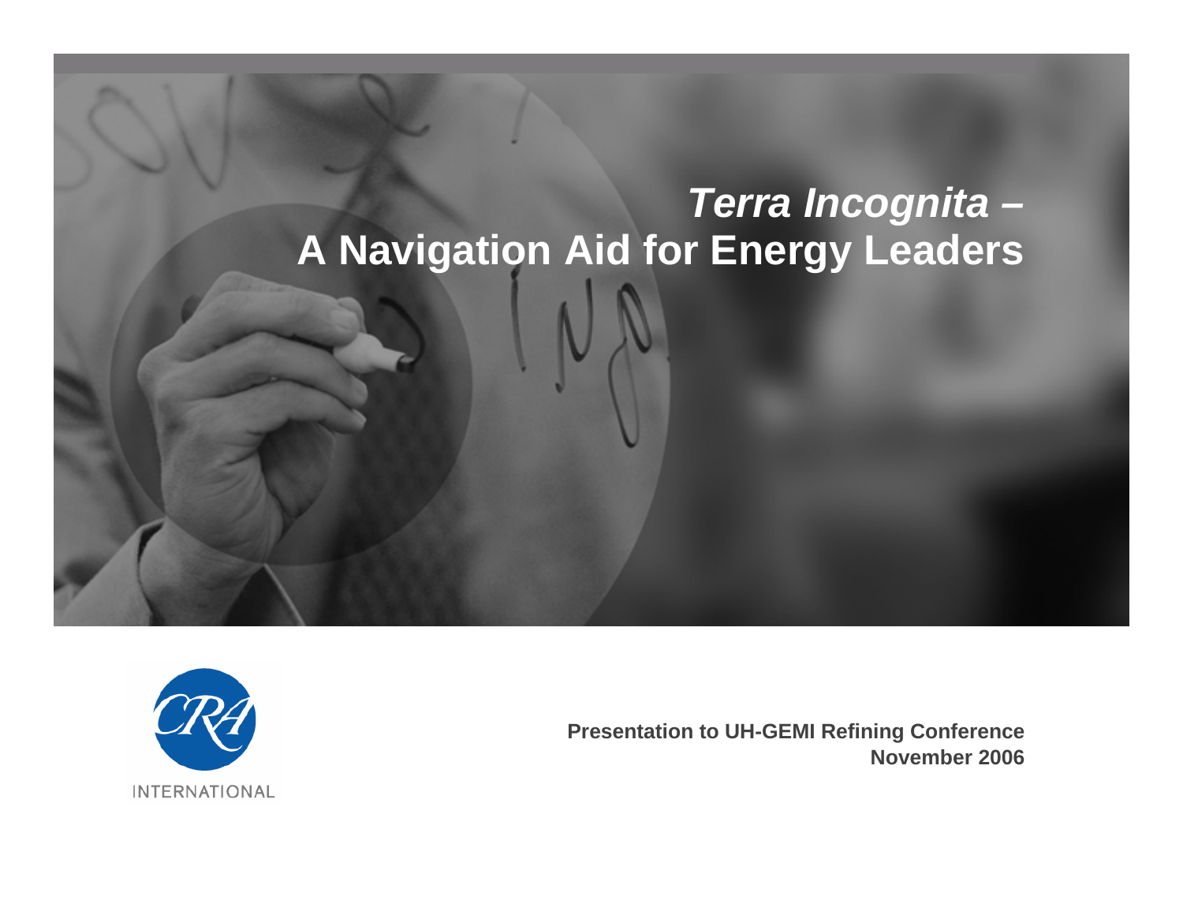# *Terra Incognita* – A Navigation Aid for Energy Leaders

CRA INTERNATIONAL

**Presentation to UH-GEMI Refining Conference**
**November 2006**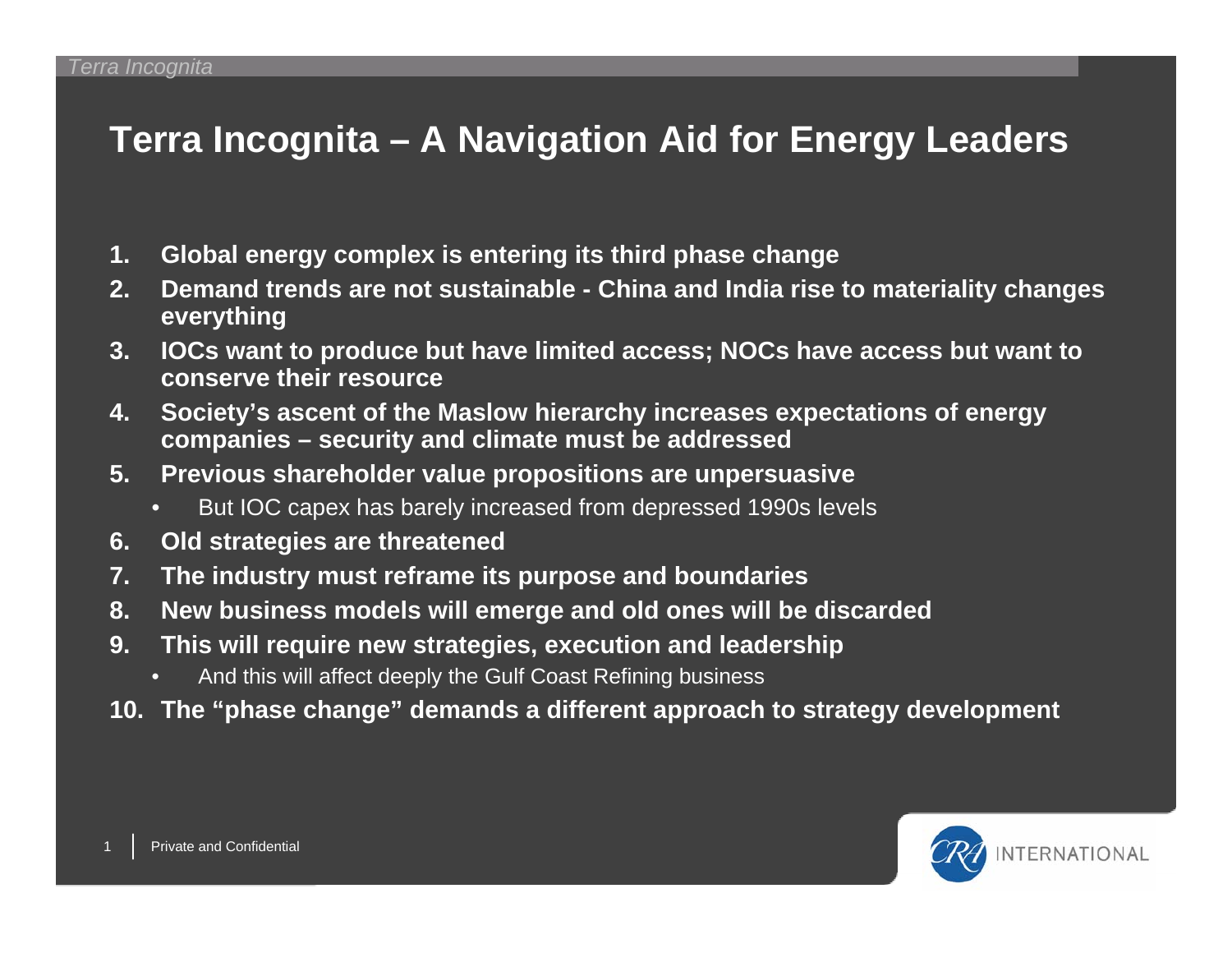# Terra Incognita – A Navigation Aid for Energy Leaders

1. **Global energy complex is entering its third phase change**
2. **Demand trends are not sustainable - China and India rise to materiality changes everything**
3. **IOCs want to produce but have limited access; NOCs have access but want to conserve their resource**
4. **Society's ascent of the Maslow hierarchy increases expectations of energy companies – security and climate must be addressed**
5. **Previous shareholder value propositions are unpersuasive**
   - But IOC capex has barely increased from depressed 1990s levels
6. **Old strategies are threatened**
7. **The industry must reframe its purpose and boundaries**
8. **New business models will emerge and old ones will be discarded**
9. **This will require new strategies, execution and leadership**
   - And this will affect deeply the Gulf Coast Refining business
10. **The "phase change" demands a different approach to strategy development**

Private and Confidential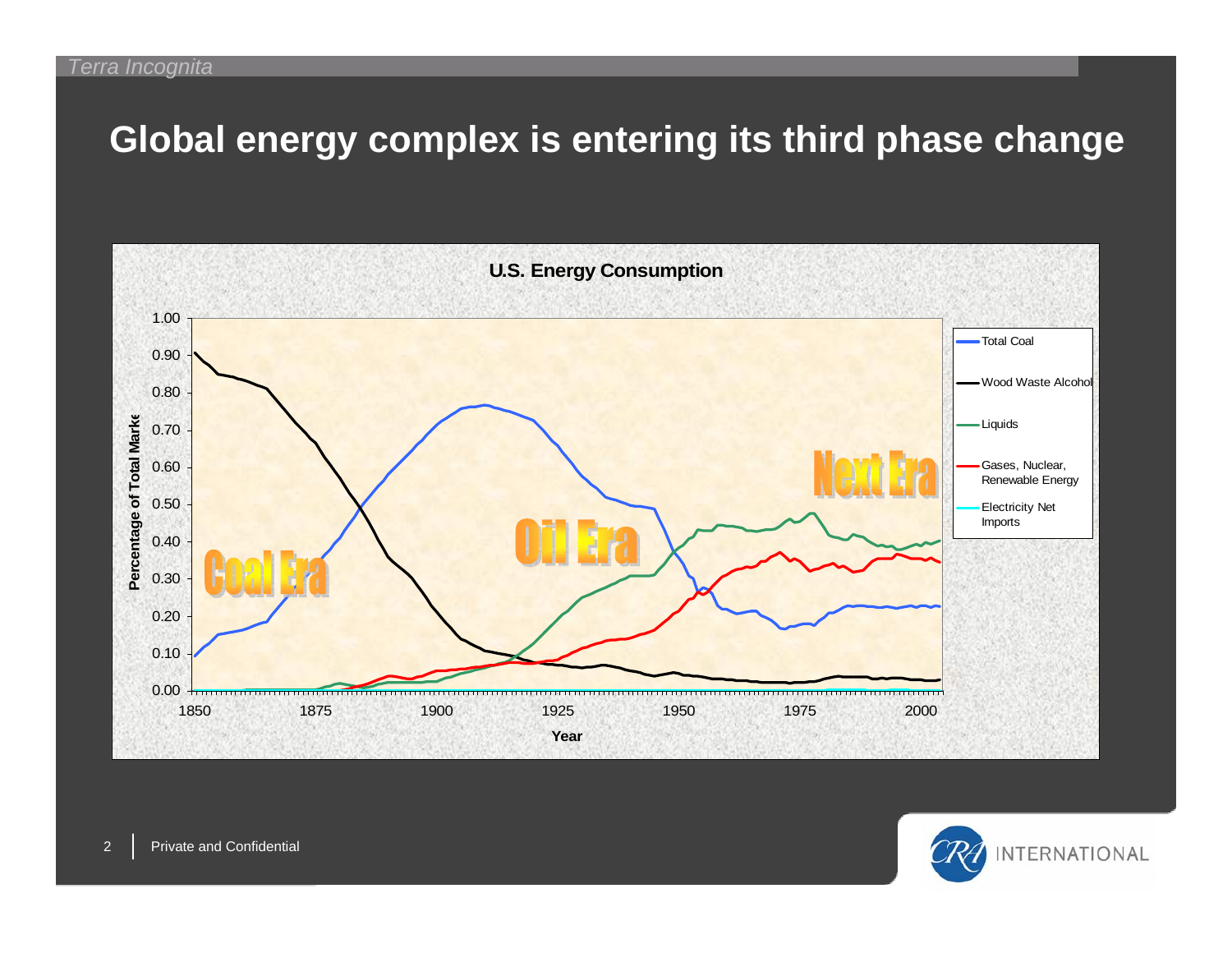# Global energy complex is entering its third phase change

U.S. Energy Consumption

Percentage of Total Marke

1.00
0.90
0.80
0.70
0.60
0.50
0.40
0.30
0.20
0.10
0.00

1850
1875
1900
1925
1950
1975
2000

Year

Coal Era

Oil Era

Next Era

Total Coal

Wood Waste Alcohol

Liquids

Gases, Nuclear, Renewable Energy

Electricity Net Imports

Private and Confidential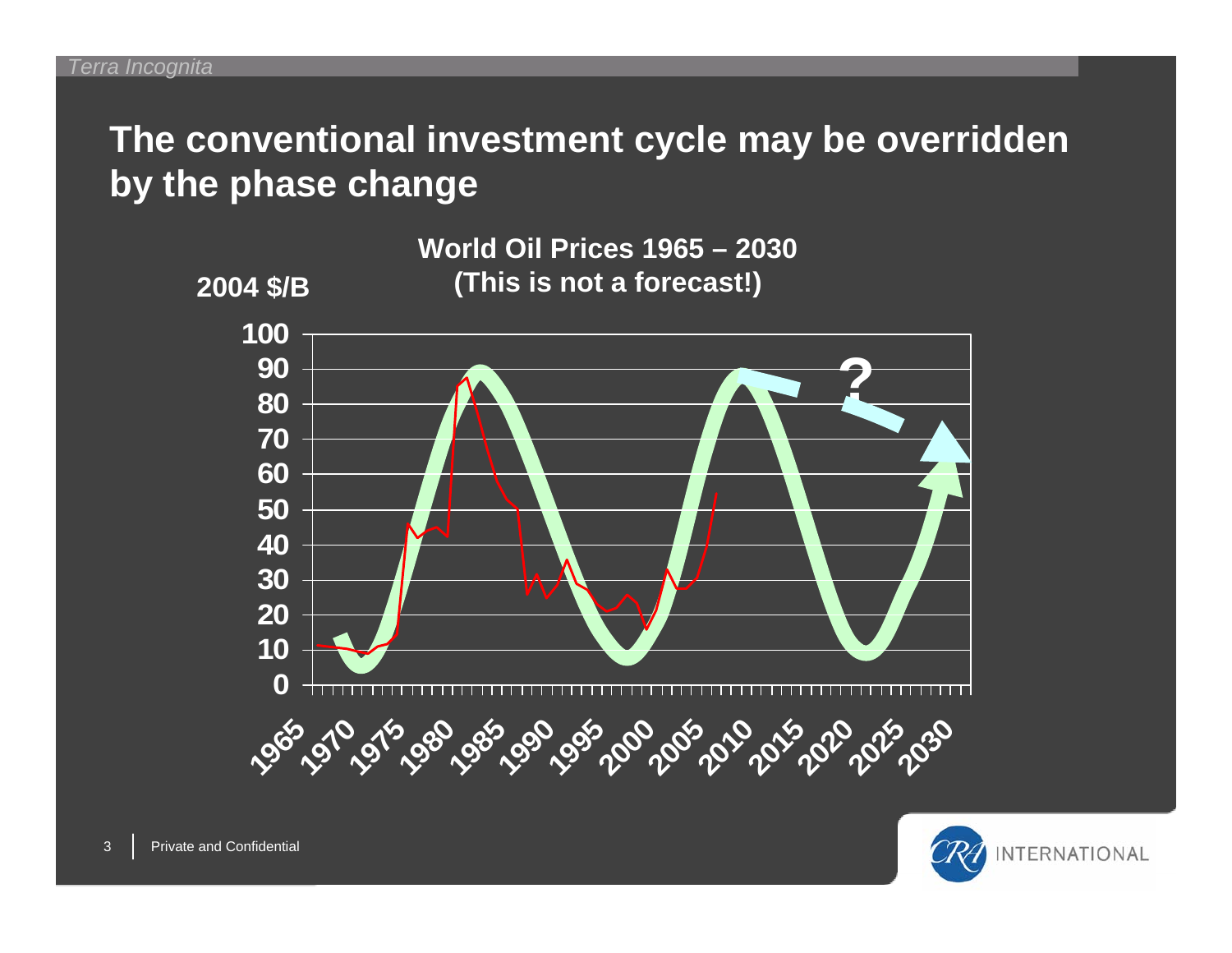# The conventional investment cycle may be overridden by the phase change

**World Oil Prices 1965 – 2030**
**(This is not a forecast!)**

2004 $/B

100
90
80
70
60
50
40
30
20
10
0

?

1965 1970 1975 1980 1985 1990 1995 2000 2005 2010 2015 2020 2025 2030

Private and Confidential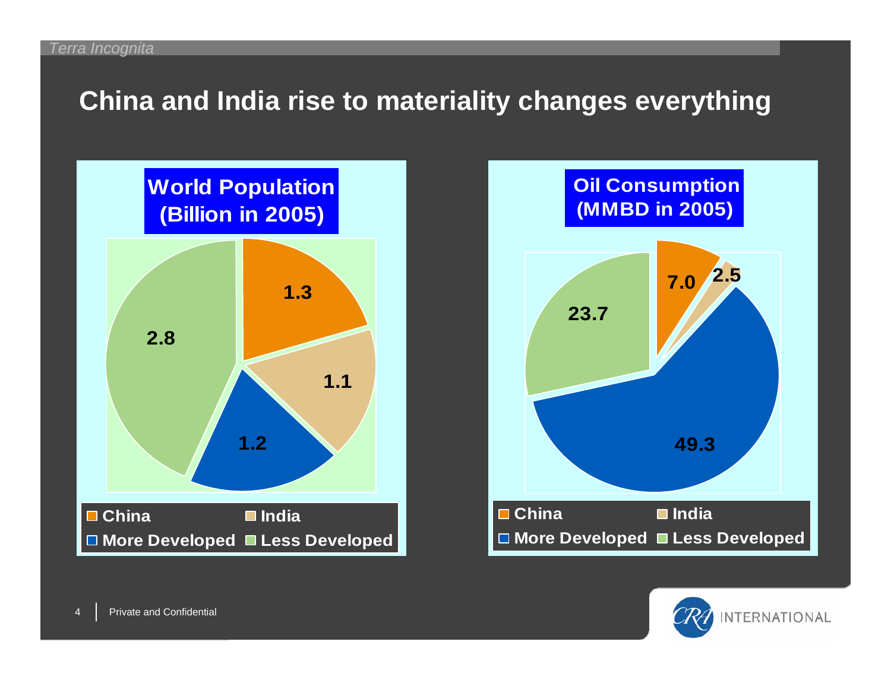# China and India rise to materiality changes everything

**World Population (Billion in 2005)**

1.3

1.1

1.2

2.8

China
India
More Developed
Less Developed

**Oil Consumption (MMBD in 2005)**

7.0

2.5

49.3

23.7

China
India
More Developed
Less Developed

Private and Confidential

CRA INTERNATIONAL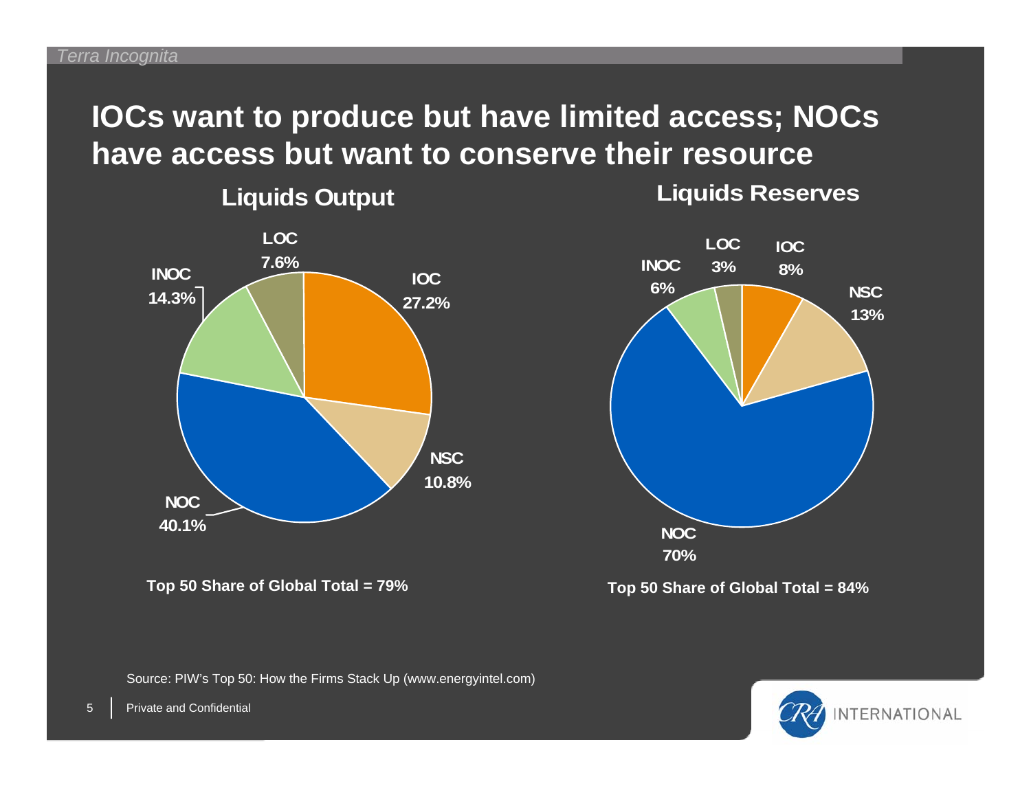# IOCs want to produce but have limited access; NOCs have access but want to conserve their resource

## Liquids Output

LOC
7.6%

INOC
14.3%

IOC
27.2%

NSC
10.8%

NOC
40.1%

Top 50 Share of Global Total = 79%

## Liquids Reserves

LOC
3%

IOC
8%

INOC
6%

NSC
13%

NOC
70%

Top 50 Share of Global Total = 84%

Source: PIW's Top 50: How the Firms Stack Up (www.energyintel.com)

Private and Confidential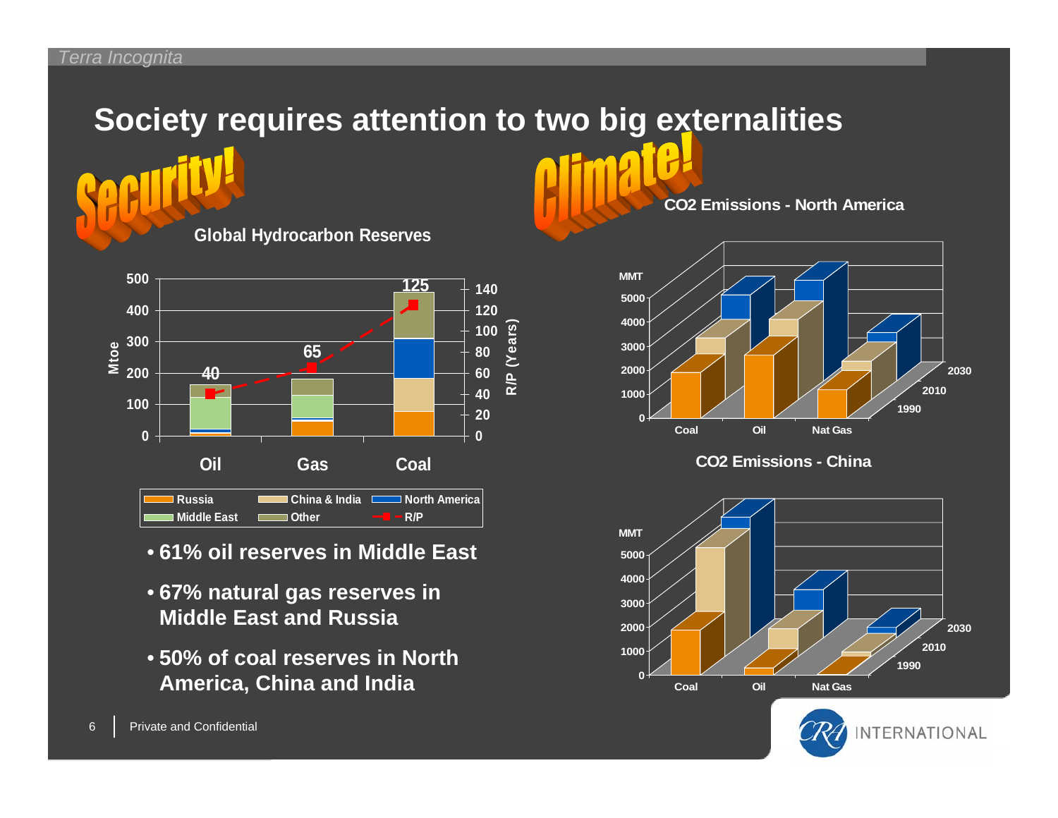# Society requires attention to two big externalities

**Security!**

**Global Hydrocarbon Reserves**

Mtoe
500
400
300
200
100
0

R/P (Years)
140
120
100
80
60
40
20
0

40
65
125

Oil
Gas
Coal

Russia
China & India
North America
Middle East
Other
R/P

- **61% oil reserves in Middle East**
- **67% natural gas reserves in Middle East and Russia**
- **50% of coal reserves in North America, China and India**

**Climate!**

**CO2 Emissions - North America**

MMT
5000
4000
3000
2000
1000
0
Coal
Oil
Nat Gas
1990
2010
2030

**CO2 Emissions - China**

MMT
5000
4000
3000
2000
1000
0
Coal
Oil
Nat Gas
1990
2010
2030

Private and Confidential

CRA INTERNATIONAL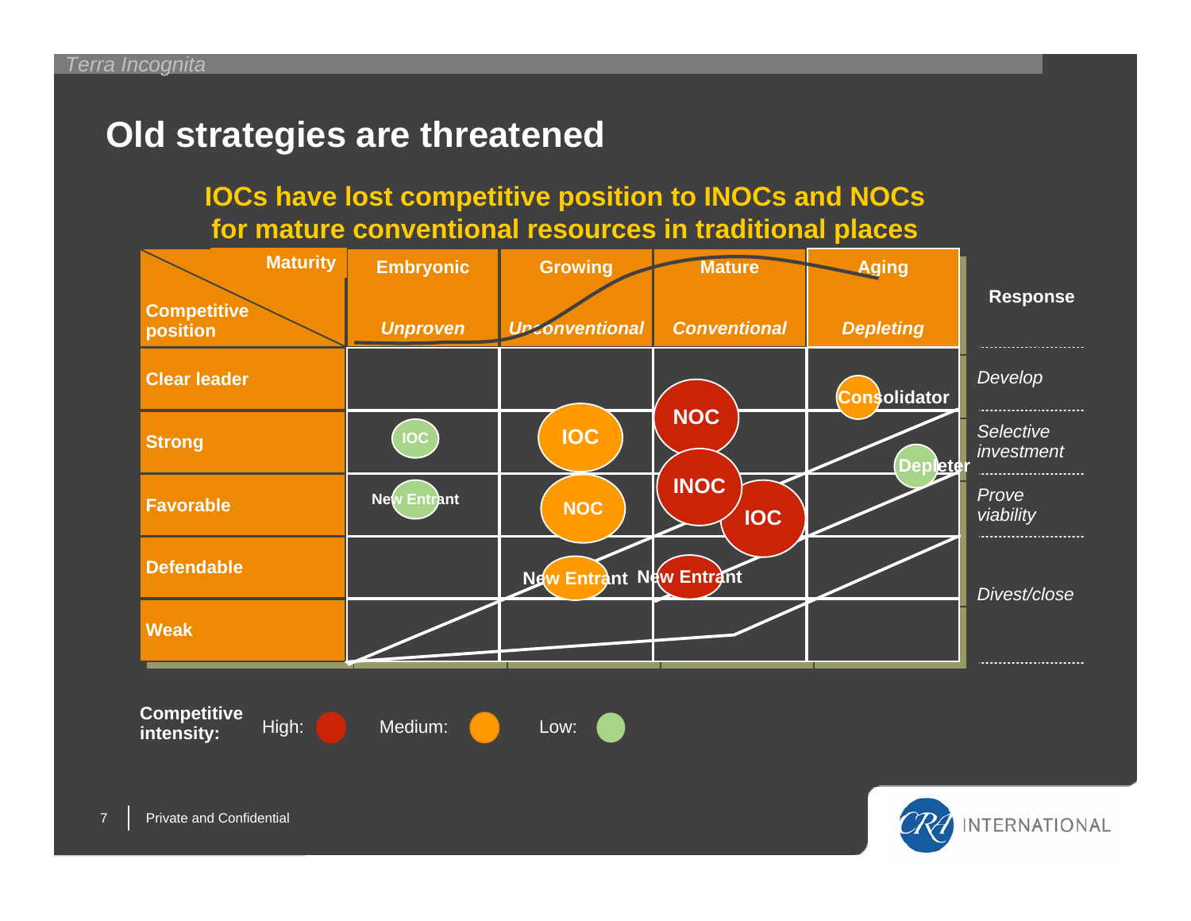# Old strategies are threatened

## IOCs have lost competitive position to INOCs and NOCs for mature conventional resources in traditional places

Maturity
Competitive position

Embryonic
Growing
Mature
Aging

Unproven
Unconventional
Conventional
Depleting

Clear leader
Strong
Favorable
Defendable
Weak

IOC
New Entrant
IOC
NOC
New Entrant
NOC
INOC
IOC
New Entrant
Consolidator
Depleter

Response

*Develop*

*Selective investment*

*Prove viability*

*Divest/close*

**Competitive intensity:** High: Medium: Low:

Private and Confidential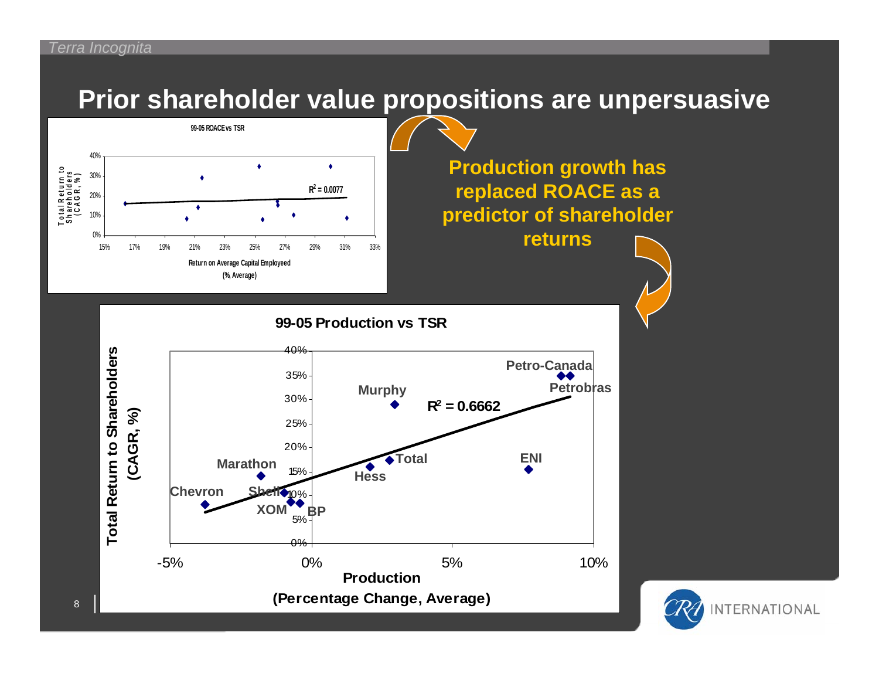# Prior shareholder value propositions are unpersuasive

99-05 ROACE vs TSR

Total Return to Shareholders (CAGR, %)

40%
30%
20%
10%
0%

15% 17% 19% 21% 23% 25% 27% 29% 31% 33%

$R^2 = 0.0077$

Return on Average Capital Employed (%, Average)

**Production growth has replaced ROACE as a predictor of shareholder returns**

99-05 Production vs TSR

Total Return to Shareholders (CAGR, %)

40%
35%
30%
25%
20%
15%
10%
5%
0%

-5% 0% 5% 10%

Production (Percentage Change, Average)

$R^2 = 0.6662$

Petro-Canada
Petrobras
Murphy
Total
ENI
Hess
Marathon
Chevron
Shell
XOM
BP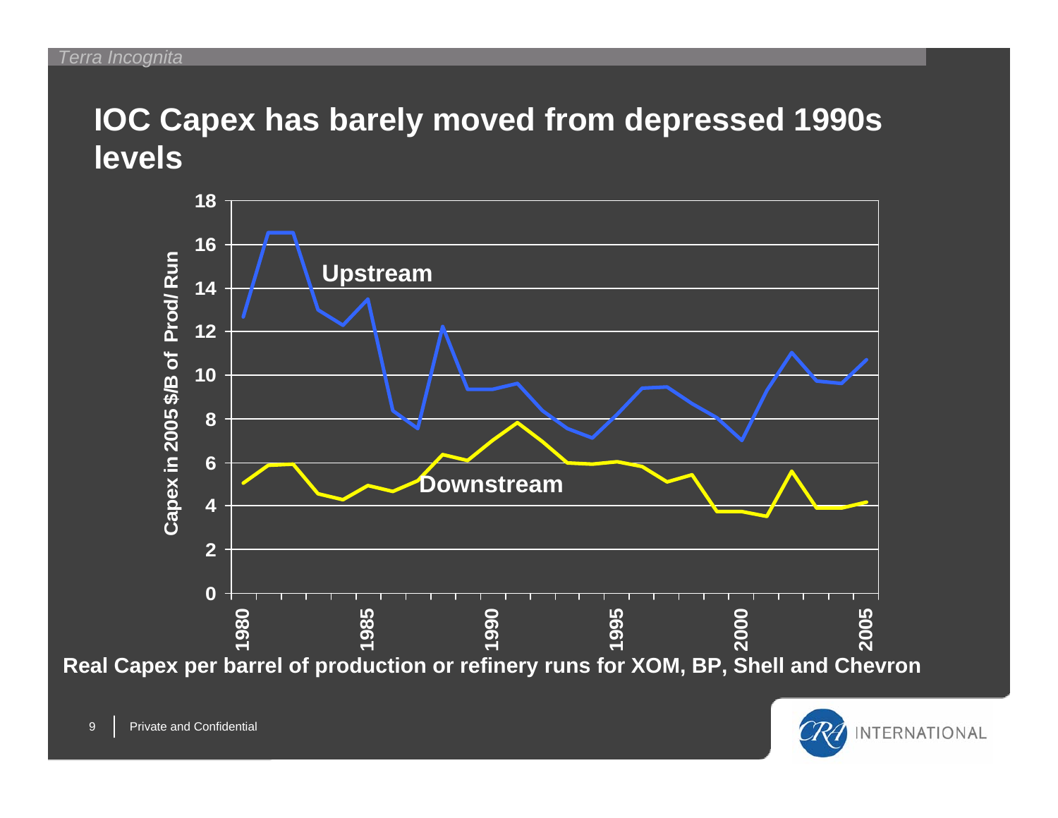# IOC Capex has barely moved from depressed 1990s levels

Capex in 2005 $/B of Prod/ Run

18
16
14
12
10
8
6
4
2
0

Upstream

Downstream

1980
1985
1990
1995
2000
2005

**Real Capex per barrel of production or refinery runs for XOM, BP, Shell and Chevron**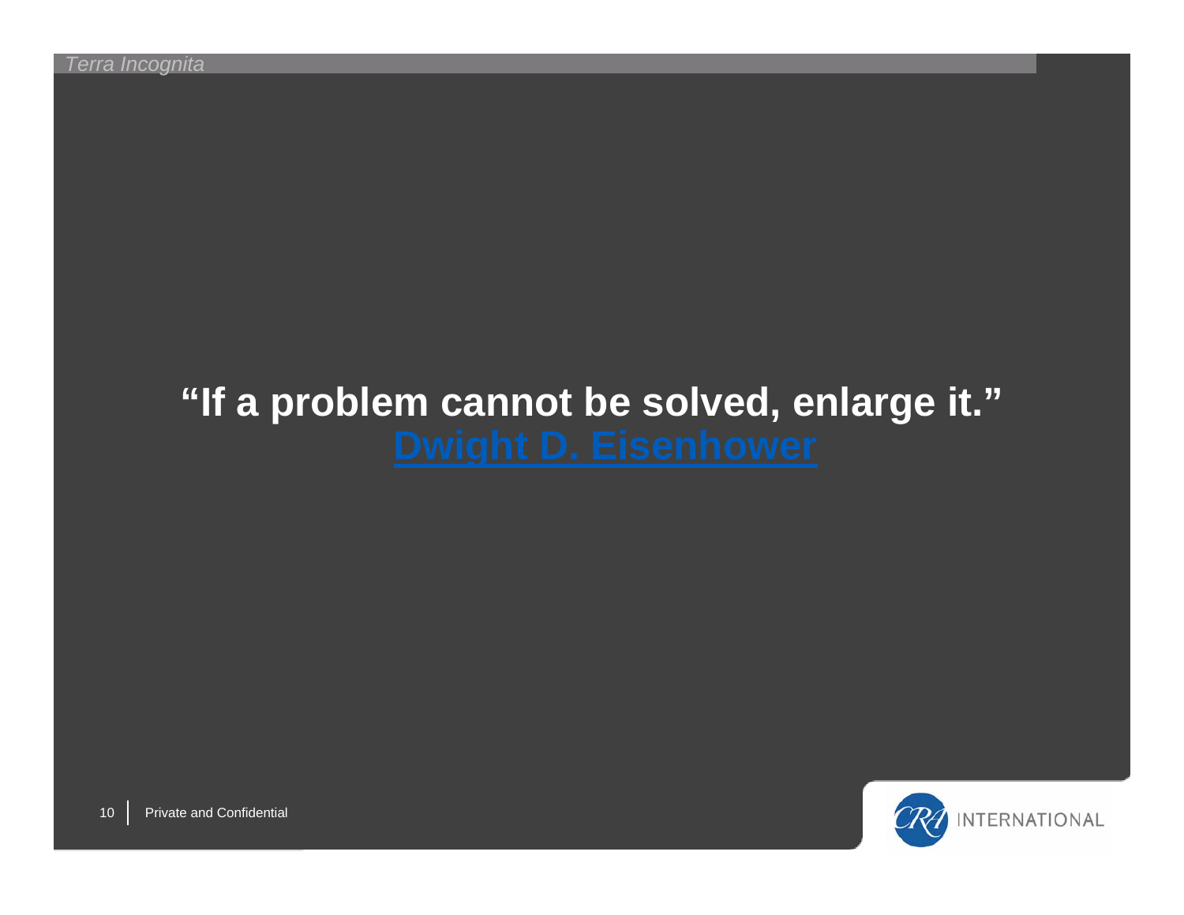**“If a problem cannot be solved, enlarge it.”**
**Dwight D. Eisenhower**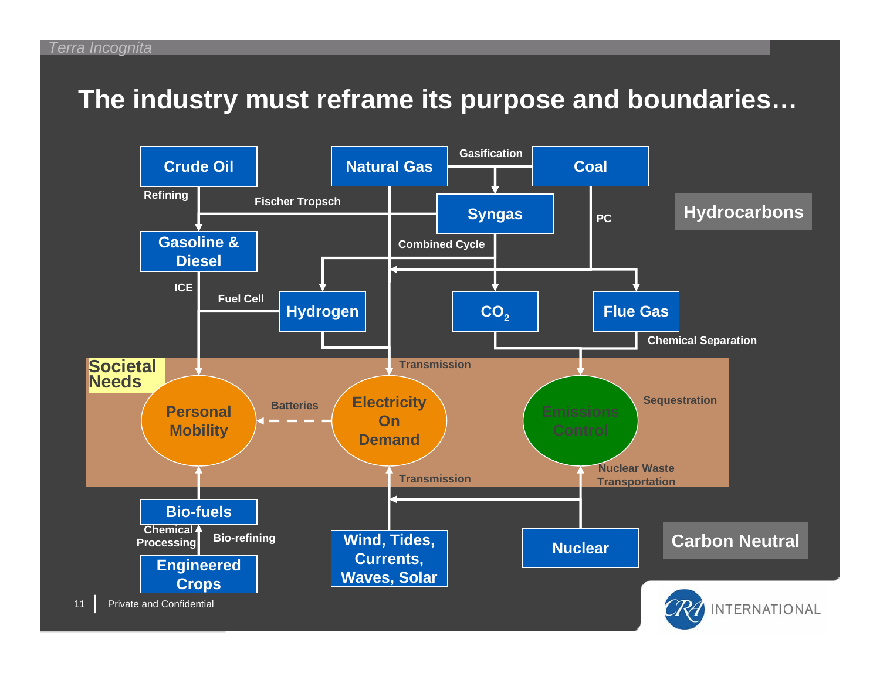# The industry must reframe its purpose and boundaries…

Crude Oil

Natural Gas

Gasification

Coal

Refining

Fischer Tropsch

Syngas

PC

Hydrocarbons

Gasoline & Diesel

Combined Cycle

ICE

Fuel Cell

Hydrogen

$CO_2$

Flue Gas

Chemical Separation

Societal Needs

Transmission

Personal Mobility

Batteries

Electricity On Demand

Emissions Control

Sequestration

Transmission

Nuclear Waste Transportation

Bio-fuels

Chemical Processing

Bio-refining

Engineered Crops

Wind, Tides, Currents, Waves, Solar

Nuclear

Carbon Neutral

Private and Confidential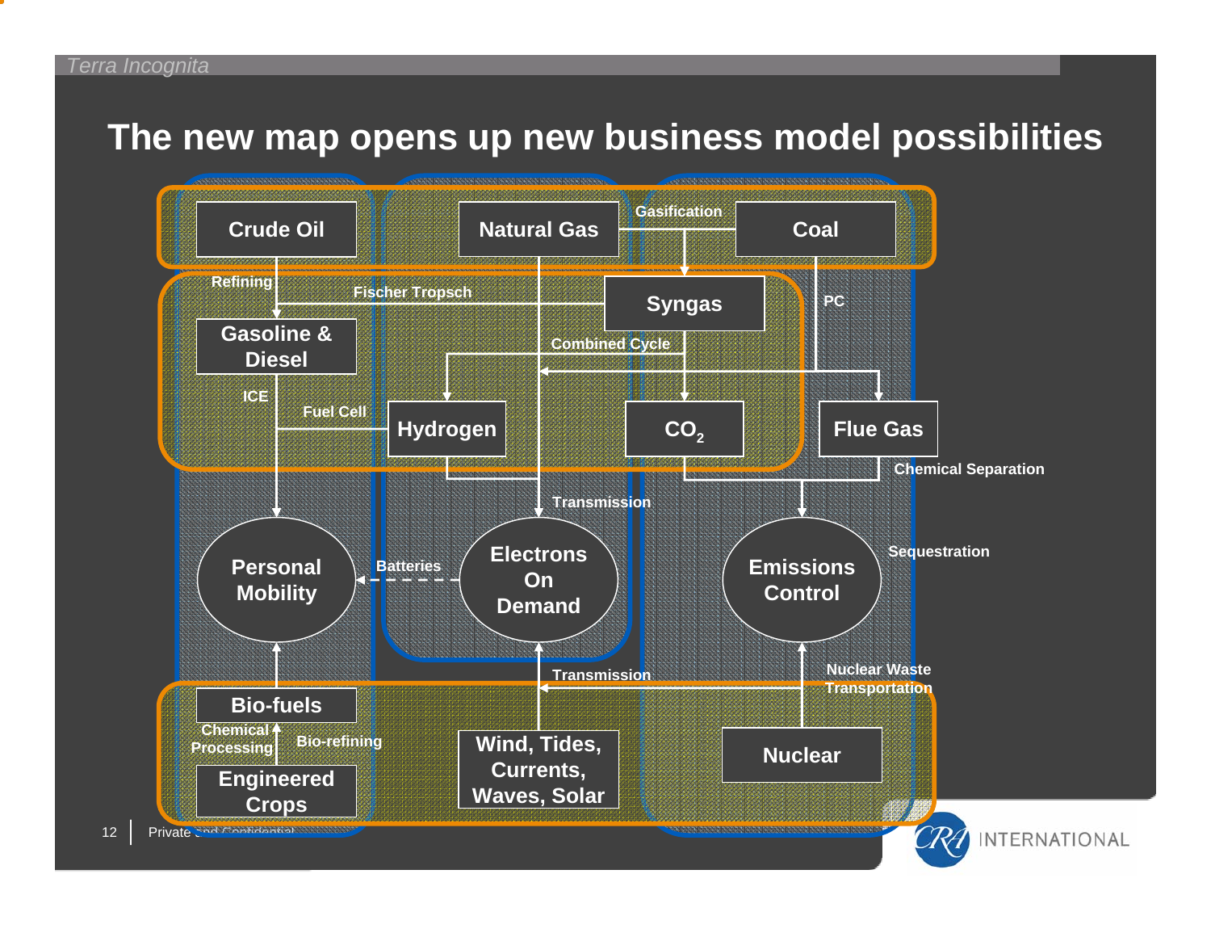# The new map opens up new business model possibilities

Crude Oil

Natural Gas

Gasification

Coal

Refining

Fischer Tropsch

Syngas

PC

Gasoline & Diesel

Combined Cycle

ICE

Fuel Cell

Hydrogen

$CO_2$

Flue Gas

Chemical Separation

Transmission

Personal Mobility

Batteries

Electrons On Demand

Emissions Control

Sequestration

Transmission

Nuclear Waste Transportation

Bio-fuels

Chemical Processing

Bio-refining

Engineered Crops

Wind, Tides, Currents, Waves, Solar

Nuclear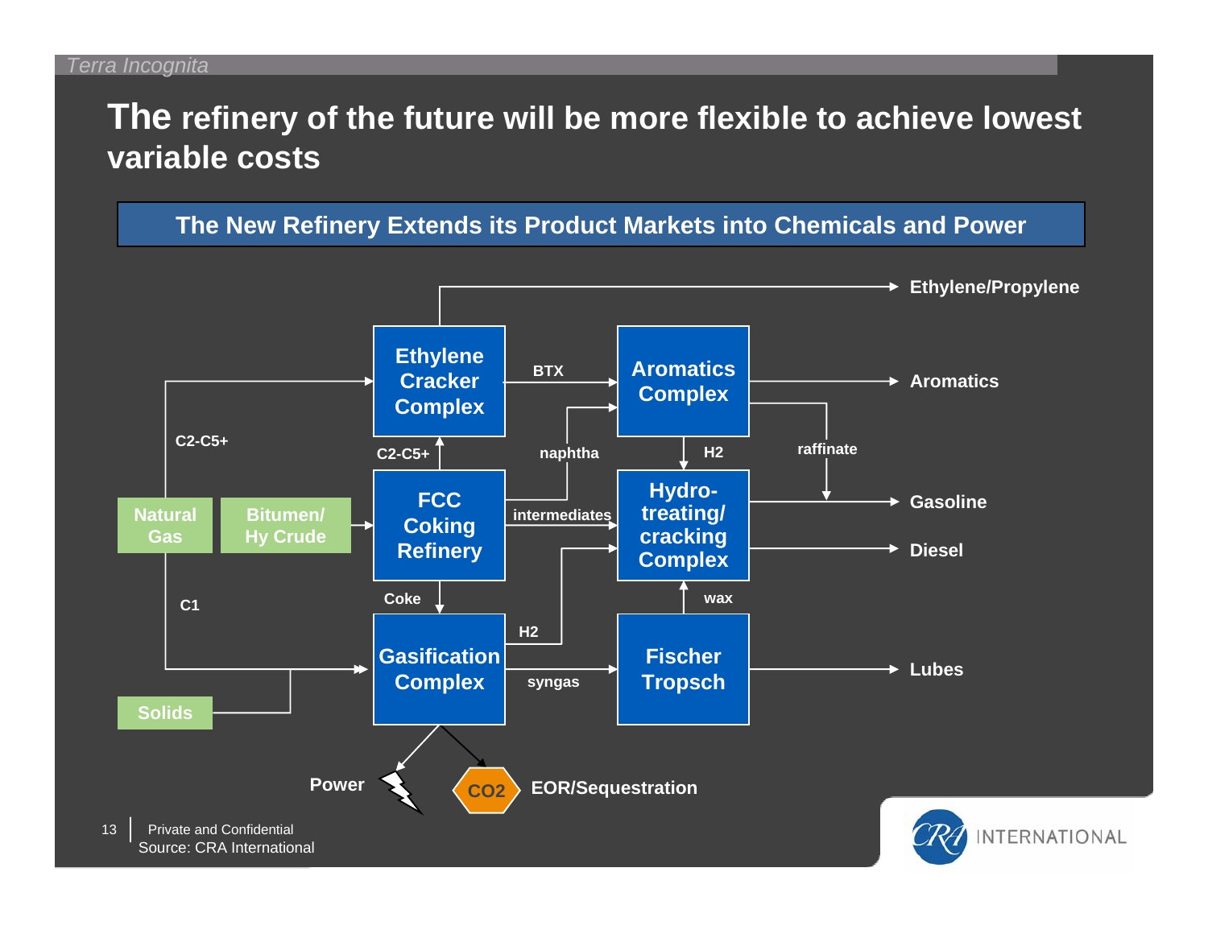# The refinery of the future will be more flexible to achieve lowest variable costs

**The New Refinery Extends its Product Markets into Chemicals and Power**

Ethylene/Propylene

Ethylene Cracker Complex

BTX

Aromatics Complex

Aromatics

C2-C5+

C2-C5+

naphtha

H2

raffinate

Natural Gas

Bitumen/ Hy Crude

FCC Coking Refinery

intermediates

Hydro-treating/ cracking Complex

Gasoline

Diesel

C1

Coke

wax

H2

Gasification Complex

syngas

Fischer Tropsch

Lubes

Solids

Power

$CO_2$

EOR/Sequestration

Private and Confidential

Source: CRA International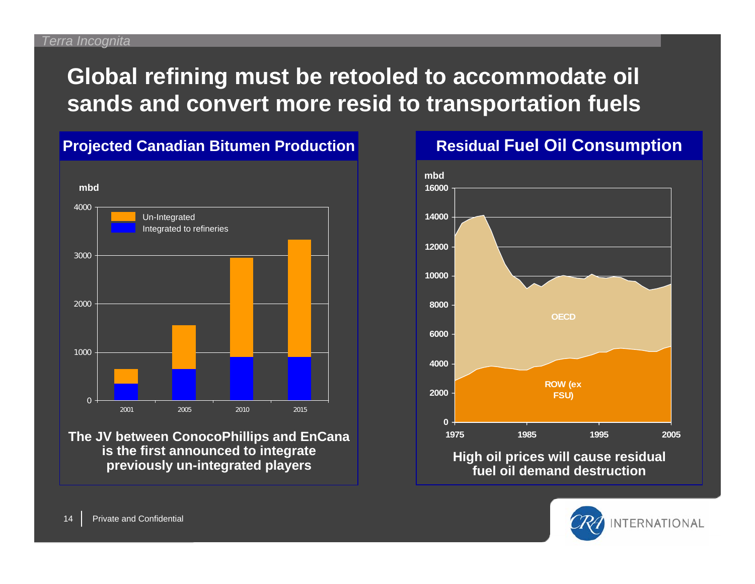# Global refining must be retooled to accommodate oil sands and convert more resid to transportation fuels

## Projected Canadian Bitumen Production

mbd

4000
3000
2000
1000
0

Un-Integrated
Integrated to refineries

2001
2005
2010
2015

**The JV between ConocoPhillips and EnCana is the first announced to integrate previously un-integrated players**

## Residual Fuel Oil Consumption

mbd

16000
14000
12000
10000
8000
6000
4000
2000
0

OECD

ROW (ex FSU)

1975
1985
1995
2005

**High oil prices will cause residual fuel oil demand destruction**

Private and Confidential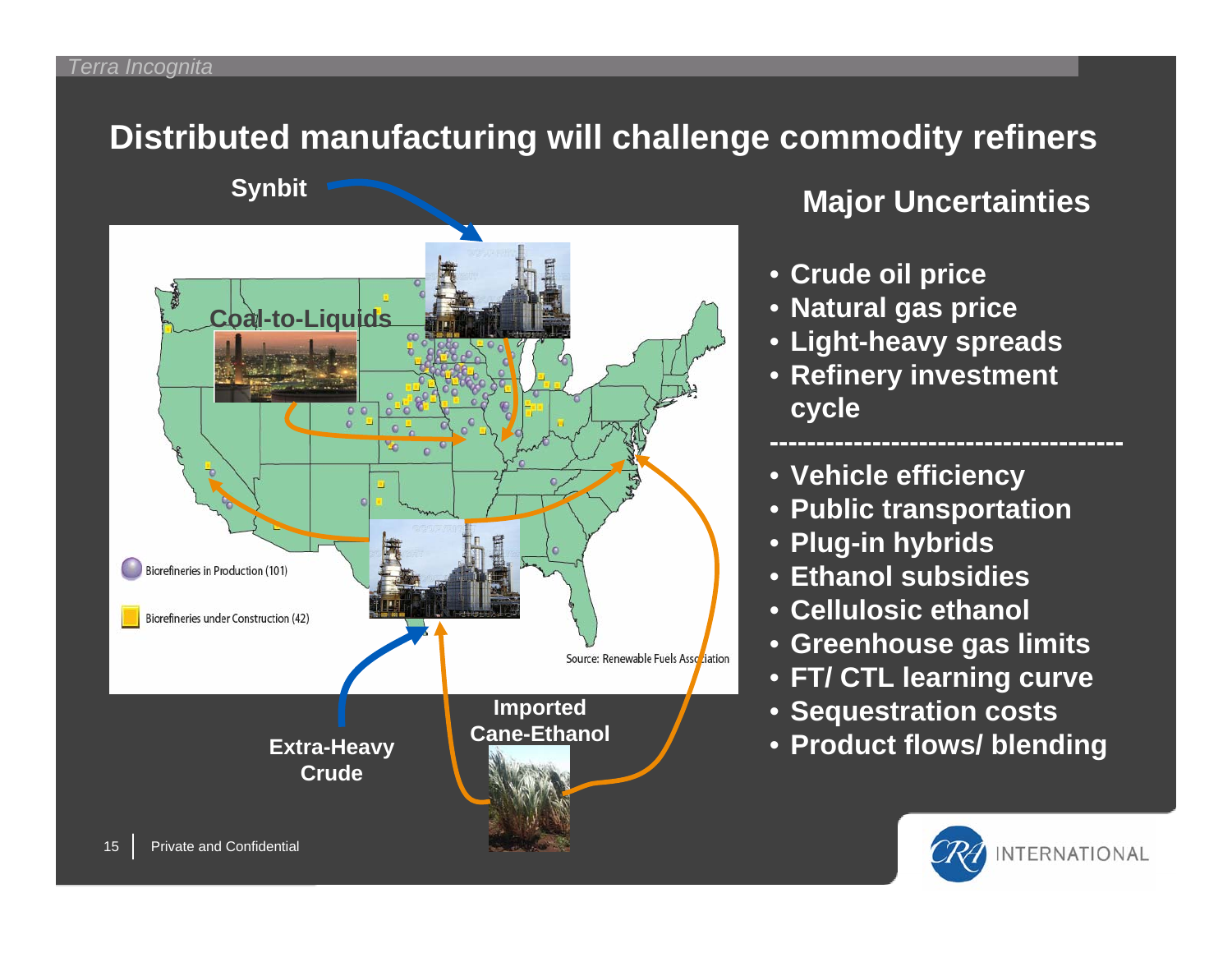# Distributed manufacturing will challenge commodity refiners

Synbit

Coal-to-Liquids

Biorefineries in Production (101)

Biorefineries under Construction (42)

Source: Renewable Fuels Association

Extra-Heavy Crude

Imported Cane-Ethanol

## Major Uncertainties

- Crude oil price
- Natural gas price
- Light-heavy spreads
- Refinery investment cycle

---

- Vehicle efficiency
- Public transportation
- Plug-in hybrids
- Ethanol subsidies
- Cellulosic ethanol
- Greenhouse gas limits
- FT/ CTL learning curve
- Sequestration costs
- Product flows/ blending

Private and Confidential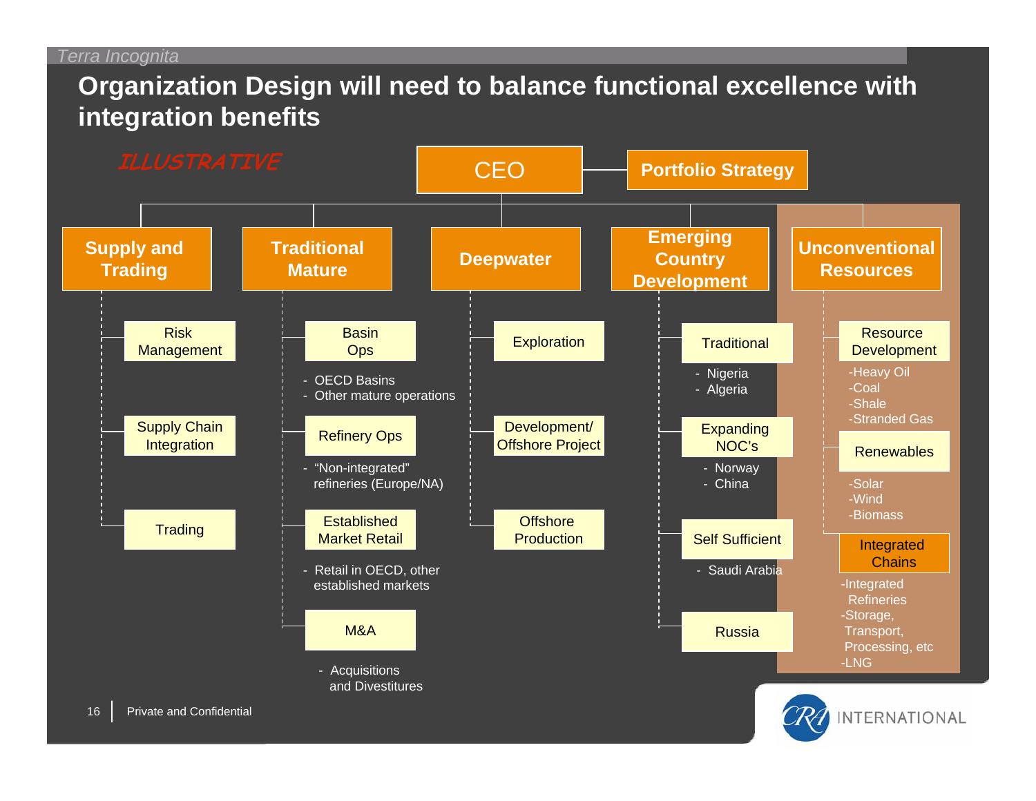# Organization Design will need to balance functional excellence with integration benefits

*ILLUSTRATIVE*

**CEO** — **Portfolio Strategy**

## Supply and Trading

- Risk Management
- Supply Chain Integration
- Trading

## Traditional Mature

- Basin Ops
  - OECD Basins
  - Other mature operations
- Refinery Ops
  - "Non-integrated" refineries (Europe/NA)
- Established Market Retail
  - Retail in OECD, other established markets
- M&A
  - Acquisitions and Divestitures

## Deepwater

- Exploration
- Development/ Offshore Project
- Offshore Production

## Emerging Country Development

- Traditional
  - Nigeria
  - Algeria
- Expanding NOC's
  - Norway
  - China
- Self Sufficient
  - Saudi Arabia
- Russia

## Unconventional Resources

- Resource Development
  - Heavy Oil
  - Coal
  - Shale
  - Stranded Gas
- Renewables
  - Solar
  - Wind
  - Biomass
- Integrated Chains
  - Integrated Refineries
  - Storage, Transport, Processing, etc
  - LNG

Private and Confidential

CRA INTERNATIONAL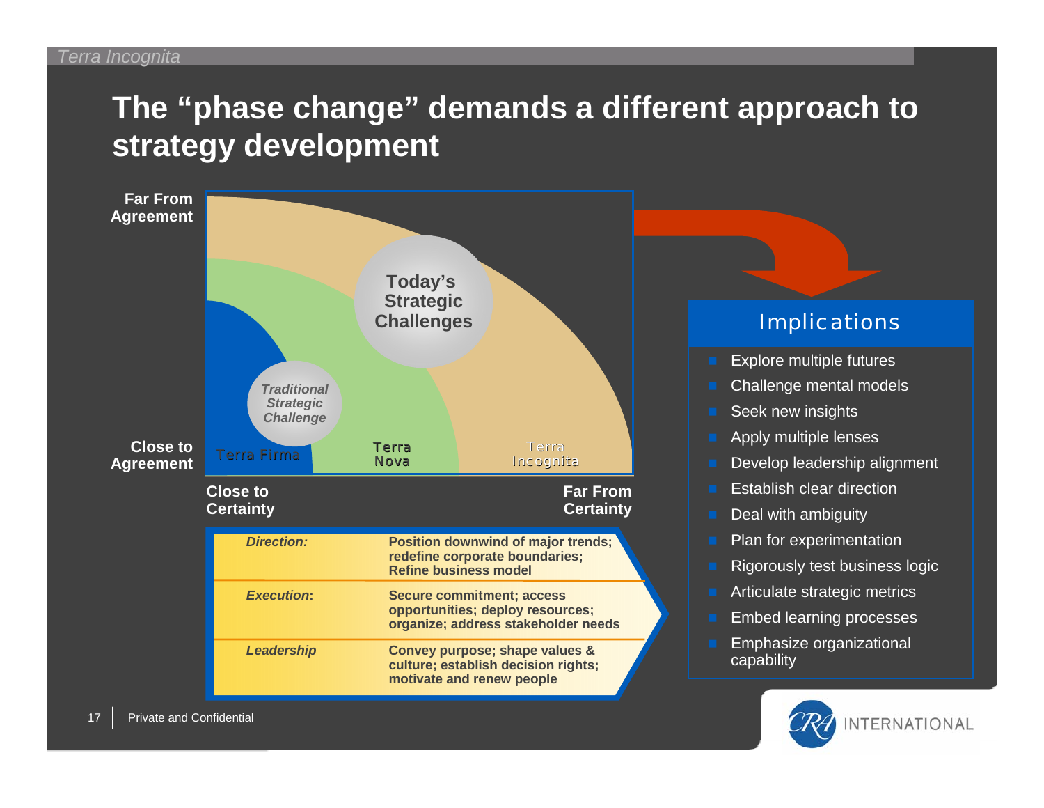# The "phase change" demands a different approach to strategy development

Far From Agreement

Close to Agreement

Close to Certainty

Far From Certainty

Today's Strategic Challenges

*Traditional Strategic Challenge*

Terra Firma

Terra Nova

Terra Incognita

| | |
|---|---|
| *Direction:* | Position downwind of major trends; redefine corporate boundaries; Refine business model |
| *Execution:* | Secure commitment; access opportunities; deploy resources; organize; address stakeholder needs |
| *Leadership* | Convey purpose; shape values & culture; establish decision rights; motivate and renew people |

## Implications

- Explore multiple futures
- Challenge mental models
- Seek new insights
- Apply multiple lenses
- Develop leadership alignment
- Establish clear direction
- Deal with ambiguity
- Plan for experimentation
- Rigorously test business logic
- Articulate strategic metrics
- Embed learning processes
- Emphasize organizational capability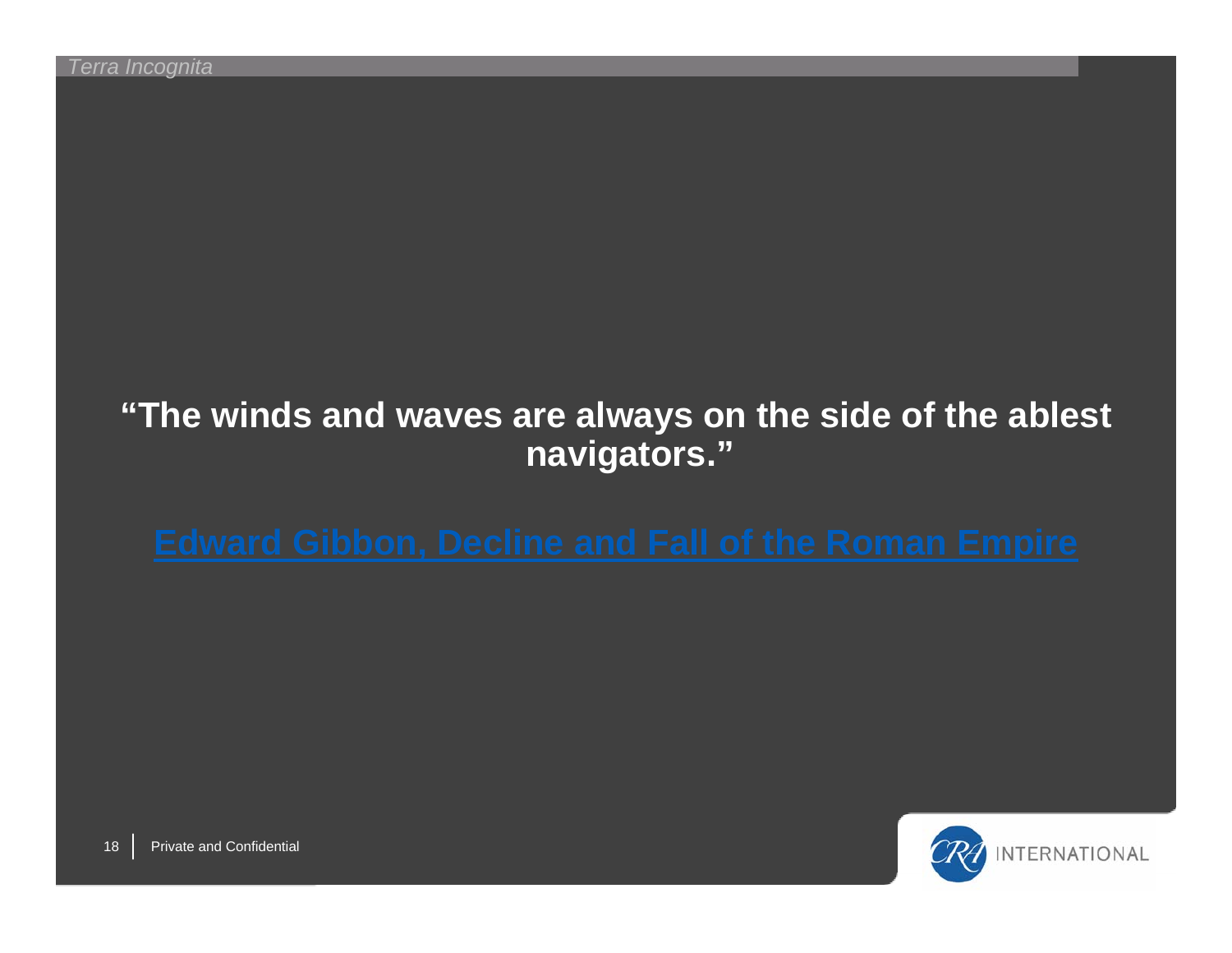**“The winds and waves are always on the side of the ablest navigators.”**

[Edward Gibbon, Decline and Fall of the Roman Empire]()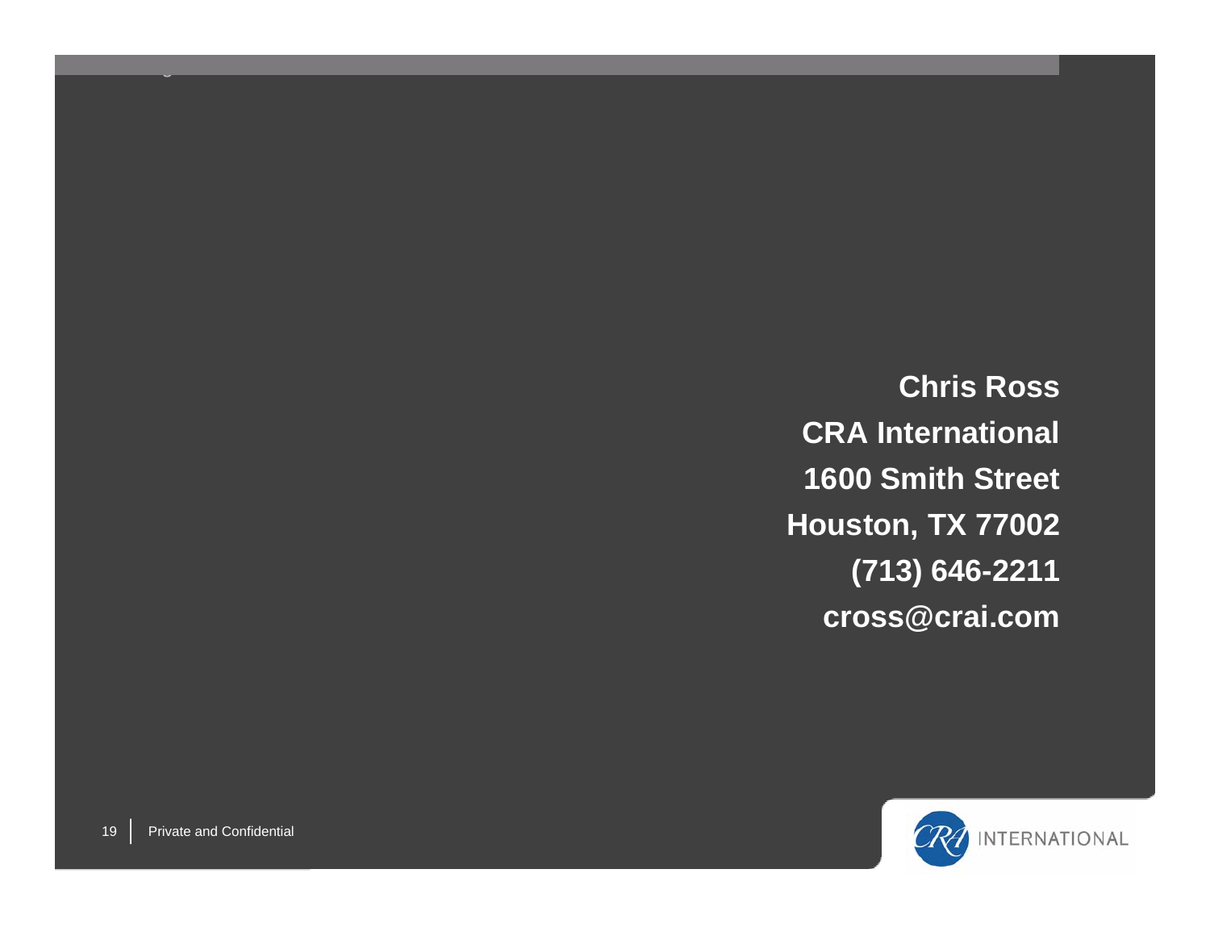**Chris Ross**

**CRA International**

**1600 Smith Street**

**Houston, TX 77002**

**(713) 646-2211**

**cross@crai.com**

Private and Confidential